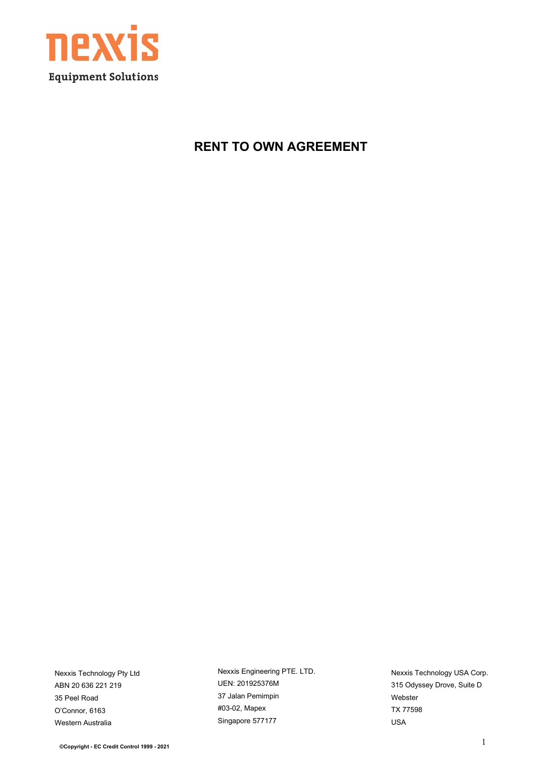nexxis

Equipment Solutions

# RENT TO OWN AGREEMENT

Nexxis Technology Pty Ltd
ABN 20 636 221 219
35 Peel Road
O'Connor, 6163
Western Australia

Nexxis Engineering PTE. LTD.
UEN: 201925376M
37 Jalan Pemimpin
#03-02, Mapex
Singapore 577177

Nexxis Technology USA Corp.
315 Odyssey Drove, Suite D
Webster
TX 77598
USA

©Copyright - EC Credit Control 1999 - 2021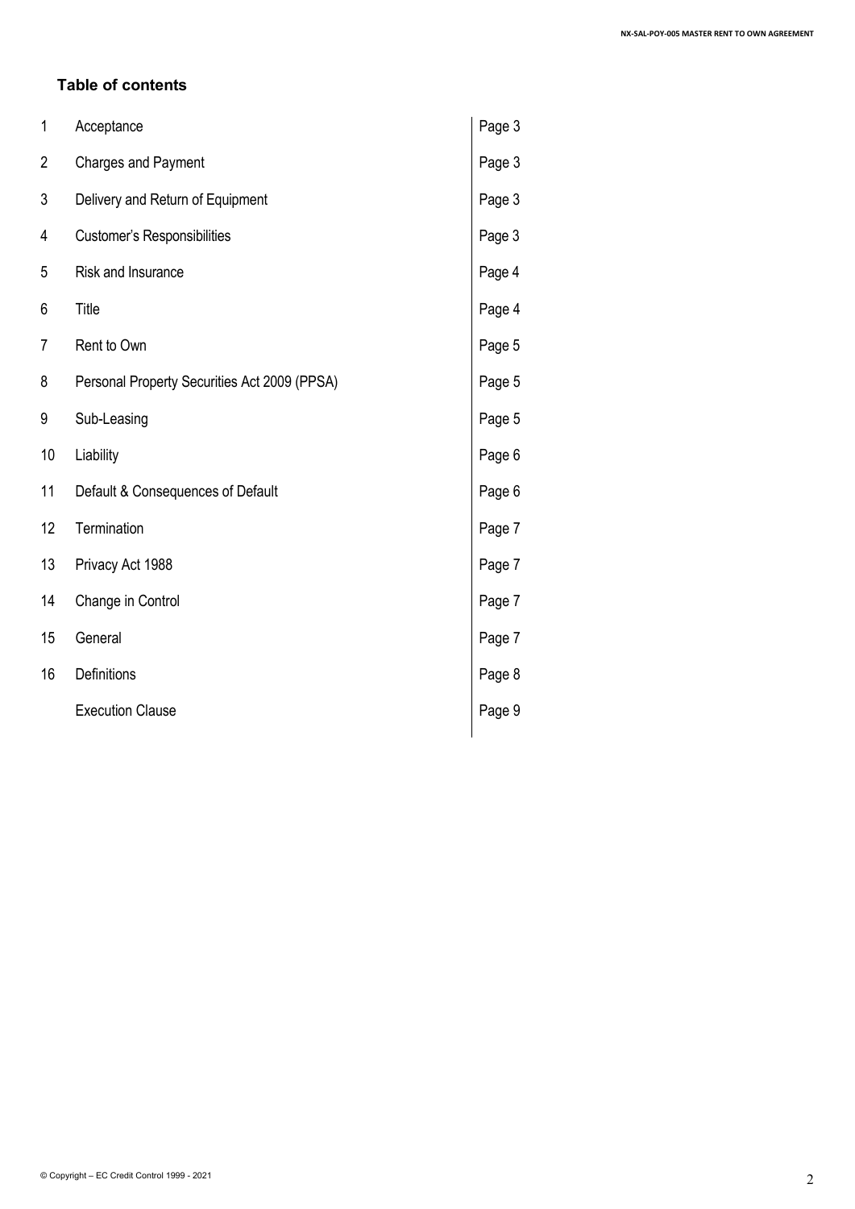### Table of contents

| | | |
|---|---|---|
| 1 | Acceptance | Page 3 |
| 2 | Charges and Payment | Page 3 |
| 3 | Delivery and Return of Equipment | Page 3 |
| 4 | Customer's Responsibilities | Page 3 |
| 5 | Risk and Insurance | Page 4 |
| 6 | Title | Page 4 |
| 7 | Rent to Own | Page 5 |
| 8 | Personal Property Securities Act 2009 (PPSA) | Page 5 |
| 9 | Sub-Leasing | Page 5 |
| 10 | Liability | Page 6 |
| 11 | Default & Consequences of Default | Page 6 |
| 12 | Termination | Page 7 |
| 13 | Privacy Act 1988 | Page 7 |
| 14 | Change in Control | Page 7 |
| 15 | General | Page 7 |
| 16 | Definitions | Page 8 |
| | Execution Clause | Page 9 |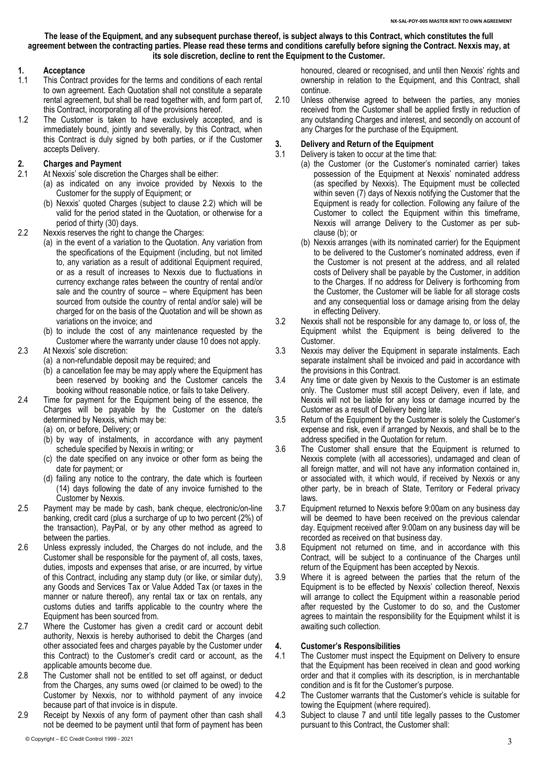**The lease of the Equipment, and any subsequent purchase thereof, is subject always to this Contract, which constitutes the full agreement between the contracting parties. Please read these terms and conditions carefully before signing the Contract. Nexxis may, at its sole discretion, decline to rent the Equipment to the Customer.**

## 1. Acceptance

1.1 This Contract provides for the terms and conditions of each rental to own agreement. Each Quotation shall not constitute a separate rental agreement, but shall be read together with, and form part of, this Contract, incorporating all of the provisions hereof.

1.2 The Customer is taken to have exclusively accepted, and is immediately bound, jointly and severally, by this Contract, when this Contract is duly signed by both parties, or if the Customer accepts Delivery.

## 2. Charges and Payment

2.1 At Nexxis' sole discretion the Charges shall be either:
(a) as indicated on any invoice provided by Nexxis to the Customer for the supply of Equipment; or
(b) Nexxis' quoted Charges (subject to clause 2.2) which will be valid for the period stated in the Quotation, or otherwise for a period of thirty (30) days.

2.2 Nexxis reserves the right to change the Charges:
(a) in the event of a variation to the Quotation. Any variation from the specifications of the Equipment (including, but not limited to, any variation as a result of additional Equipment required, or as a result of increases to Nexxis due to fluctuations in currency exchange rates between the country of rental and/or sale and the country of source – where Equipment has been sourced from outside the country of rental and/or sale) will be charged for on the basis of the Quotation and will be shown as variations on the invoice; and
(b) to include the cost of any maintenance requested by the Customer where the warranty under clause 10 does not apply.

2.3 At Nexxis' sole discretion:
(a) a non-refundable deposit may be required; and
(b) a cancellation fee may be may apply where the Equipment has been reserved by booking and the Customer cancels the booking without reasonable notice, or fails to take Delivery.

2.4 Time for payment for the Equipment being of the essence, the Charges will be payable by the Customer on the date/s determined by Nexxis, which may be:
(a) on, or before, Delivery; or
(b) by way of instalments, in accordance with any payment schedule specified by Nexxis in writing; or
(c) the date specified on any invoice or other form as being the date for payment; or
(d) failing any notice to the contrary, the date which is fourteen (14) days following the date of any invoice furnished to the Customer by Nexxis.

2.5 Payment may be made by cash, bank cheque, electronic/on-line banking, credit card (plus a surcharge of up to two percent (2%) of the transaction), PayPal, or by any other method as agreed to between the parties.

2.6 Unless expressly included, the Charges do not include, and the Customer shall be responsible for the payment of, all costs, taxes, duties, imposts and expenses that arise, or are incurred, by virtue of this Contract, including any stamp duty (or like, or similar duty), any Goods and Services Tax or Value Added Tax (or taxes in the manner or nature thereof), any rental tax or tax on rentals, any customs duties and tariffs applicable to the country where the Equipment has been sourced from.

2.7 Where the Customer has given a credit card or account debit authority, Nexxis is hereby authorised to debit the Charges (and other associated fees and charges payable by the Customer under this Contract) to the Customer's credit card or account, as the applicable amounts become due.

2.8 The Customer shall not be entitled to set off against, or deduct from the Charges, any sums owed (or claimed to be owed) to the Customer by Nexxis, nor to withhold payment of any invoice because part of that invoice is in dispute.

2.9 Receipt by Nexxis of any form of payment other than cash shall not be deemed to be payment until that form of payment has been honoured, cleared or recognised, and until then Nexxis' rights and ownership in relation to the Equipment, and this Contract, shall continue.

2.10 Unless otherwise agreed to between the parties, any monies received from the Customer shall be applied firstly in reduction of any outstanding Charges and interest, and secondly on account of any Charges for the purchase of the Equipment.

## 3. Delivery and Return of the Equipment

3.1 Delivery is taken to occur at the time that:
(a) the Customer (or the Customer's nominated carrier) takes possession of the Equipment at Nexxis' nominated address (as specified by Nexxis). The Equipment must be collected within seven (7) days of Nexxis notifying the Customer that the Equipment is ready for collection. Following any failure of the Customer to collect the Equipment within this timeframe, Nexxis will arrange Delivery to the Customer as per sub-clause (b); or
(b) Nexxis arranges (with its nominated carrier) for the Equipment to be delivered to the Customer's nominated address, even if the Customer is not present at the address, and all related costs of Delivery shall be payable by the Customer, in addition to the Charges. If no address for Delivery is forthcoming from the Customer, the Customer will be liable for all storage costs and any consequential loss or damage arising from the delay in effecting Delivery.

3.2 Nexxis shall not be responsible for any damage to, or loss of, the Equipment whilst the Equipment is being delivered to the Customer.

3.3 Nexxis may deliver the Equipment in separate instalments. Each separate instalment shall be invoiced and paid in accordance with the provisions in this Contract.

3.4 Any time or date given by Nexxis to the Customer is an estimate only. The Customer must still accept Delivery, even if late, and Nexxis will not be liable for any loss or damage incurred by the Customer as a result of Delivery being late.

3.5 Return of the Equipment by the Customer is solely the Customer's expense and risk, even if arranged by Nexxis, and shall be to the address specified in the Quotation for return.

3.6 The Customer shall ensure that the Equipment is returned to Nexxis complete (with all accessories), undamaged and clean of all foreign matter, and will not have any information contained in, or associated with, it which would, if received by Nexxis or any other party, be in breach of State, Territory or Federal privacy laws.

3.7 Equipment returned to Nexxis before 9:00am on any business day will be deemed to have been received on the previous calendar day. Equipment received after 9:00am on any business day will be recorded as received on that business day.

3.8 Equipment not returned on time, and in accordance with this Contract, will be subject to a continuance of the Charges until return of the Equipment has been accepted by Nexxis.

3.9 Where it is agreed between the parties that the return of the Equipment is to be effected by Nexxis' collection thereof, Nexxis will arrange to collect the Equipment within a reasonable period after requested by the Customer to do so, and the Customer agrees to maintain the responsibility for the Equipment whilst it is awaiting such collection.

## 4. Customer's Responsibilities

4.1 The Customer must inspect the Equipment on Delivery to ensure that the Equipment has been received in clean and good working order and that it complies with its description, is in merchantable condition and is fit for the Customer's purpose.

4.2 The Customer warrants that the Customer's vehicle is suitable for towing the Equipment (where required).

4.3 Subject to clause 7 and until title legally passes to the Customer pursuant to this Contract, the Customer shall: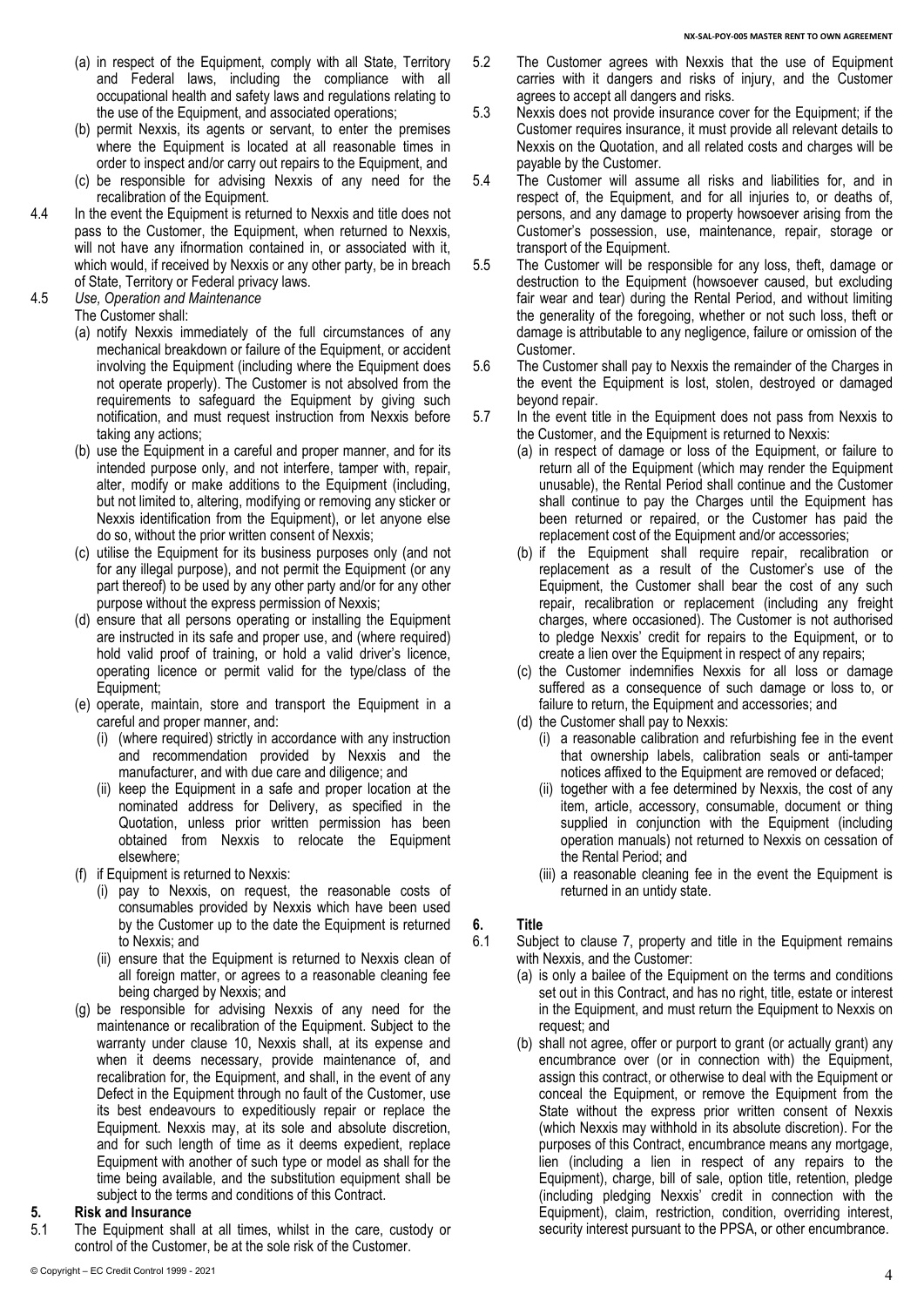(a) in respect of the Equipment, comply with all State, Territory and Federal laws, including the compliance with all occupational health and safety laws and regulations relating to the use of the Equipment, and associated operations;

(b) permit Nexxis, its agents or servant, to enter the premises where the Equipment is located at all reasonable times in order to inspect and/or carry out repairs to the Equipment, and

(c) be responsible for advising Nexxis of any need for the recalibration of the Equipment.

4.4 In the event the Equipment is returned to Nexxis and title does not pass to the Customer, the Equipment, when returned to Nexxis, will not have any ifnormation contained in, or associated with it, which would, if received by Nexxis or any other party, be in breach of State, Territory or Federal privacy laws.

4.5 *Use, Operation and Maintenance*

The Customer shall:

(a) notify Nexxis immediately of the full circumstances of any mechanical breakdown or failure of the Equipment, or accident involving the Equipment (including where the Equipment does not operate properly). The Customer is not absolved from the requirements to safeguard the Equipment by giving such notification, and must request instruction from Nexxis before taking any actions;

(b) use the Equipment in a careful and proper manner, and for its intended purpose only, and not interfere, tamper with, repair, alter, modify or make additions to the Equipment (including, but not limited to, altering, modifying or removing any sticker or Nexxis identification from the Equipment), or let anyone else do so, without the prior written consent of Nexxis;

(c) utilise the Equipment for its business purposes only (and not for any illegal purpose), and not permit the Equipment (or any part thereof) to be used by any other party and/or for any other purpose without the express permission of Nexxis;

(d) ensure that all persons operating or installing the Equipment are instructed in its safe and proper use, and (where required) hold valid proof of training, or hold a valid driver's licence, operating licence or permit valid for the type/class of the Equipment;

(e) operate, maintain, store and transport the Equipment in a careful and proper manner, and:

(i) (where required) strictly in accordance with any instruction and recommendation provided by Nexxis and the manufacturer, and with due care and diligence; and

(ii) keep the Equipment in a safe and proper location at the nominated address for Delivery, as specified in the Quotation, unless prior written permission has been obtained from Nexxis to relocate the Equipment elsewhere;

(f) if Equipment is returned to Nexxis:

(i) pay to Nexxis, on request, the reasonable costs of consumables provided by Nexxis which have been used by the Customer up to the date the Equipment is returned to Nexxis; and

(ii) ensure that the Equipment is returned to Nexxis clean of all foreign matter, or agrees to a reasonable cleaning fee being charged by Nexxis; and

(g) be responsible for advising Nexxis of any need for the maintenance or recalibration of the Equipment. Subject to the warranty under clause 10, Nexxis shall, at its expense and when it deems necessary, provide maintenance of, and recalibration for, the Equipment, and shall, in the event of any Defect in the Equipment through no fault of the Customer, use its best endeavours to expeditiously repair or replace the Equipment. Nexxis may, at its sole and absolute discretion, and for such length of time as it deems expedient, replace Equipment with another of such type or model as shall for the time being available, and the substitution equipment shall be subject to the terms and conditions of this Contract.

## 5. Risk and Insurance

5.1 The Equipment shall at all times, whilst in the care, custody or control of the Customer, be at the sole risk of the Customer.

5.2 The Customer agrees with Nexxis that the use of Equipment carries with it dangers and risks of injury, and the Customer agrees to accept all dangers and risks.

5.3 Nexxis does not provide insurance cover for the Equipment; if the Customer requires insurance, it must provide all relevant details to Nexxis on the Quotation, and all related costs and charges will be payable by the Customer.

5.4 The Customer will assume all risks and liabilities for, and in respect of, the Equipment, and for all injuries to, or deaths of, persons, and any damage to property howsoever arising from the Customer's possession, use, maintenance, repair, storage or transport of the Equipment.

5.5 The Customer will be responsible for any loss, theft, damage or destruction to the Equipment (howsoever caused, but excluding fair wear and tear) during the Rental Period, and without limiting the generality of the foregoing, whether or not such loss, theft or damage is attributable to any negligence, failure or omission of the Customer.

5.6 The Customer shall pay to Nexxis the remainder of the Charges in the event the Equipment is lost, stolen, destroyed or damaged beyond repair.

5.7 In the event title in the Equipment does not pass from Nexxis to the Customer, and the Equipment is returned to Nexxis:

(a) in respect of damage or loss of the Equipment, or failure to return all of the Equipment (which may render the Equipment unusable), the Rental Period shall continue and the Customer shall continue to pay the Charges until the Equipment has been returned or repaired, or the Customer has paid the replacement cost of the Equipment and/or accessories;

(b) if the Equipment shall require repair, recalibration or replacement as a result of the Customer's use of the Equipment, the Customer shall bear the cost of any such repair, recalibration or replacement (including any freight charges, where occasioned). The Customer is not authorised to pledge Nexxis' credit for repairs to the Equipment, or to create a lien over the Equipment in respect of any repairs;

(c) the Customer indemnifies Nexxis for all loss or damage suffered as a consequence of such damage or loss to, or failure to return, the Equipment and accessories; and

(d) the Customer shall pay to Nexxis:

(i) a reasonable calibration and refurbishing fee in the event that ownership labels, calibration seals or anti-tamper notices affixed to the Equipment are removed or defaced;

(ii) together with a fee determined by Nexxis, the cost of any item, article, accessory, consumable, document or thing supplied in conjunction with the Equipment (including operation manuals) not returned to Nexxis on cessation of the Rental Period; and

(iii) a reasonable cleaning fee in the event the Equipment is returned in an untidy state.

## 6. Title

6.1 Subject to clause 7, property and title in the Equipment remains with Nexxis, and the Customer:

(a) is only a bailee of the Equipment on the terms and conditions set out in this Contract, and has no right, title, estate or interest in the Equipment, and must return the Equipment to Nexxis on request; and

(b) shall not agree, offer or purport to grant (or actually grant) any encumbrance over (or in connection with) the Equipment, assign this contract, or otherwise to deal with the Equipment or conceal the Equipment, or remove the Equipment from the State without the express prior written consent of Nexxis (which Nexxis may withhold in its absolute discretion). For the purposes of this Contract, encumbrance means any mortgage, lien (including a lien in respect of any repairs to the Equipment), charge, bill of sale, option title, retention, pledge (including pledging Nexxis' credit in connection with the Equipment), claim, restriction, condition, overriding interest, security interest pursuant to the PPSA, or other encumbrance.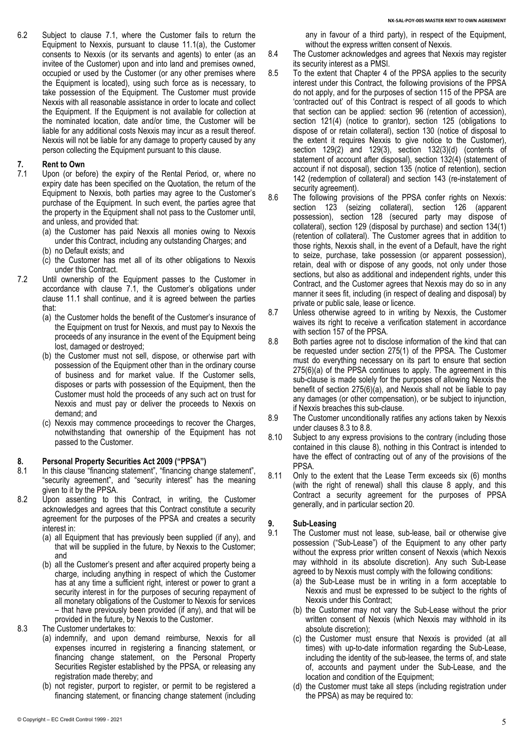6.2 Subject to clause 7.1, where the Customer fails to return the Equipment to Nexxis, pursuant to clause 11.1(a), the Customer consents to Nexxis (or its servants and agents) to enter (as an invitee of the Customer) upon and into land and premises owned, occupied or used by the Customer (or any other premises where the Equipment is located), using such force as is necessary, to take possession of the Equipment. The Customer must provide Nexxis with all reasonable assistance in order to locate and collect the Equipment. If the Equipment is not available for collection at the nominated location, date and/or time, the Customer will be liable for any additional costs Nexxis may incur as a result thereof. Nexxis will not be liable for any damage to property caused by any person collecting the Equipment pursuant to this clause.

## 7. Rent to Own

7.1 Upon (or before) the expiry of the Rental Period, or, where no expiry date has been specified on the Quotation, the return of the Equipment to Nexxis, both parties may agree to the Customer's purchase of the Equipment. In such event, the parties agree that the property in the Equipment shall not pass to the Customer until, and unless, and provided that:

(a) the Customer has paid Nexxis all monies owing to Nexxis under this Contract, including any outstanding Charges; and

(b) no Default exists; and

(c) the Customer has met all of its other obligations to Nexxis under this Contract.

7.2 Until ownership of the Equipment passes to the Customer in accordance with clause 7.1, the Customer's obligations under clause 11.1 shall continue, and it is agreed between the parties that:

(a) the Customer holds the benefit of the Customer's insurance of the Equipment on trust for Nexxis, and must pay to Nexxis the proceeds of any insurance in the event of the Equipment being lost, damaged or destroyed;

(b) the Customer must not sell, dispose, or otherwise part with possession of the Equipment other than in the ordinary course of business and for market value. If the Customer sells, disposes or parts with possession of the Equipment, then the Customer must hold the proceeds of any such act on trust for Nexxis and must pay or deliver the proceeds to Nexxis on demand; and

(c) Nexxis may commence proceedings to recover the Charges, notwithstanding that ownership of the Equipment has not passed to the Customer.

## 8. Personal Property Securities Act 2009 ("PPSA")

8.1 In this clause "financing statement", "financing change statement", "security agreement", and "security interest" has the meaning given to it by the PPSA.

8.2 Upon assenting to this Contract, in writing, the Customer acknowledges and agrees that this Contract constitute a security agreement for the purposes of the PPSA and creates a security interest in:

(a) all Equipment that has previously been supplied (if any), and that will be supplied in the future, by Nexxis to the Customer; and

(b) all the Customer's present and after acquired property being a charge, including anything in respect of which the Customer has at any time a sufficient right, interest or power to grant a security interest in for the purposes of securing repayment of all monetary obligations of the Customer to Nexxis for services – that have previously been provided (if any), and that will be provided in the future, by Nexxis to the Customer.

8.3 The Customer undertakes to:

(a) indemnify, and upon demand reimburse, Nexxis for all expenses incurred in registering a financing statement, or financing change statement, on the Personal Property Securities Register established by the PPSA, or releasing any registration made thereby; and

(b) not register, purport to register, or permit to be registered a financing statement, or financing change statement (including any in favour of a third party), in respect of the Equipment, without the express written consent of Nexxis.

8.4 The Customer acknowledges and agrees that Nexxis may register its security interest as a PMSI.

8.5 To the extent that Chapter 4 of the PPSA applies to the security interest under this Contract, the following provisions of the PPSA do not apply, and for the purposes of section 115 of the PPSA are 'contracted out' of this Contract is respect of all goods to which that section can be applied: section 96 (retention of accession), section 121(4) (notice to grantor), section 125 (obligations to dispose of or retain collateral), section 130 (notice of disposal to the extent it requires Nexxis to give notice to the Customer), section 129(2) and 129(3), section 132(3)(d) (contents of statement of account after disposal), section 132(4) (statement of account if not disposal), section 135 (notice of retention), section 142 (redemption of collateral) and section 143 (re-instatement of security agreement).

8.6 The following provisions of the PPSA confer rights on Nexxis: section 123 (seizing collateral), section 126 (apparent possession), section 128 (secured party may dispose of collateral), section 129 (disposal by purchase) and section 134(1) (retention of collateral). The Customer agrees that in addition to those rights, Nexxis shall, in the event of a Default, have the right to seize, purchase, take possession (or apparent possession), retain, deal with or dispose of any goods, not only under those sections, but also as additional and independent rights, under this Contract, and the Customer agrees that Nexxis may do so in any manner it sees fit, including (in respect of dealing and disposal) by private or public sale, lease or licence.

8.7 Unless otherwise agreed to in writing by Nexxis, the Customer waives its right to receive a verification statement in accordance with section 157 of the PPSA.

8.8 Both parties agree not to disclose information of the kind that can be requested under section 275(1) of the PPSA. The Customer must do everything necessary on its part to ensure that section 275(6)(a) of the PPSA continues to apply. The agreement in this sub-clause is made solely for the purposes of allowing Nexxis the benefit of section 275(6)(a), and Nexxis shall not be liable to pay any damages (or other compensation), or be subject to injunction, if Nexxis breaches this sub-clause.

8.9 The Customer unconditionally ratifies any actions taken by Nexxis under clauses 8.3 to 8.8.

8.10 Subject to any express provisions to the contrary (including those contained in this clause 8), nothing in this Contract is intended to have the effect of contracting out of any of the provisions of the PPSA.

8.11 Only to the extent that the Lease Term exceeds six (6) months (with the right of renewal) shall this clause 8 apply, and this Contract a security agreement for the purposes of PPSA generally, and in particular section 20.

## 9. Sub-Leasing

9.1 The Customer must not lease, sub-lease, bail or otherwise give possession ("Sub-Lease") of the Equipment to any other party without the express prior written consent of Nexxis (which Nexxis may withhold in its absolute discretion). Any such Sub-Lease agreed to by Nexxis must comply with the following conditions:

(a) the Sub-Lease must be in writing in a form acceptable to Nexxis and must be expressed to be subject to the rights of Nexxis under this Contract;

(b) the Customer may not vary the Sub-Lease without the prior written consent of Nexxis (which Nexxis may withhold in its absolute discretion);

(c) the Customer must ensure that Nexxis is provided (at all times) with up-to-date information regarding the Sub-Lease, including the identity of the sub-leasee, the terms of, and state of, accounts and payment under the Sub-Lease, and the location and condition of the Equipment;

(d) the Customer must take all steps (including registration under the PPSA) as may be required to: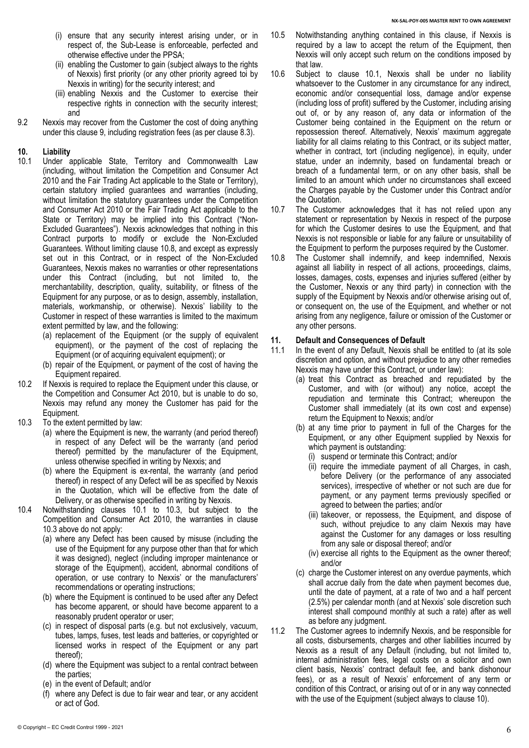(i) ensure that any security interest arising under, or in respect of, the Sub-Lease is enforceable, perfected and otherwise effective under the PPSA;

(ii) enabling the Customer to gain (subject always to the rights of Nexxis) first priority (or any other priority agreed toi by Nexxis in writing) for the security interest; and

(iii) enabling Nexxis and the Customer to exercise their respective rights in connection with the security interest; and

9.2 Nexxis may recover from the Customer the cost of doing anything under this clause 9, including registration fees (as per clause 8.3).

## 10. Liability

10.1 Under applicable State, Territory and Commonwealth Law (including, without limitation the Competition and Consumer Act 2010 and the Fair Trading Act applicable to the State or Territory), certain statutory implied guarantees and warranties (including, without limitation the statutory guarantees under the Competition and Consumer Act 2010 or the Fair Trading Act applicable to the State or Territory) may be implied into this Contract ("Non-Excluded Guarantees"). Nexxis acknowledges that nothing in this Contract purports to modify or exclude the Non-Excluded Guarantees. Without limiting clause 10.8, and except as expressly set out in this Contract, or in respect of the Non-Excluded Guarantees, Nexxis makes no warranties or other representations under this Contract (including, but not limited to, the merchantability, description, quality, suitability, or fitness of the Equipment for any purpose, or as to design, assembly, installation, materials, workmanship, or otherwise). Nexxis' liability to the Customer in respect of these warranties is limited to the maximum extent permitted by law, and the following:

(a) replacement of the Equipment (or the supply of equivalent equipment), or the payment of the cost of replacing the Equipment (or of acquiring equivalent equipment); or

(b) repair of the Equipment, or payment of the cost of having the Equipment repaired.

10.2 If Nexxis is required to replace the Equipment under this clause, or the Competition and Consumer Act 2010, but is unable to do so, Nexxis may refund any money the Customer has paid for the Equipment.

10.3 To the extent permitted by law:

(a) where the Equipment is new, the warranty (and period thereof) in respect of any Defect will be the warranty (and period thereof) permitted by the manufacturer of the Equipment, unless otherwise specified in writing by Nexxis; and

(b) where the Equipment is ex-rental, the warranty (and period thereof) in respect of any Defect will be as specified by Nexxis in the Quotation, which will be effective from the date of Delivery, or as otherwise specified in writing by Nexxis.

10.4 Notwithstanding clauses 10.1 to 10.3, but subject to the Competition and Consumer Act 2010, the warranties in clause 10.3 above do not apply:

(a) where any Defect has been caused by misuse (including the use of the Equipment for any purpose other than that for which it was designed), neglect (including improper maintenance or storage of the Equipment), accident, abnormal conditions of operation, or use contrary to Nexxis' or the manufacturers' recommendations or operating instructions;

(b) where the Equipment is continued to be used after any Defect has become apparent, or should have become apparent to a reasonably prudent operator or user;

(c) in respect of disposal parts (e.g. but not exclusively, vacuum, tubes, lamps, fuses, test leads and batteries, or copyrighted or licensed works in respect of the Equipment or any part thereof);

(d) where the Equipment was subject to a rental contract between the parties;

(e) in the event of Default; and/or

(f) where any Defect is due to fair wear and tear, or any accident or act of God.

10.5 Notwithstanding anything contained in this clause, if Nexxis is required by a law to accept the return of the Equipment, then Nexxis will only accept such return on the conditions imposed by that law.

10.6 Subject to clause 10.1, Nexxis shall be under no liability whatsoever to the Customer in any circumstance for any indirect, economic and/or consequential loss, damage and/or expense (including loss of profit) suffered by the Customer, including arising out of, or by any reason of, any data or information of the Customer being contained in the Equipment on the return or repossession thereof. Alternatively, Nexxis' maximum aggregate liability for all claims relating to this Contract, or its subject matter, whether in contract, tort (including negligence), in equity, under statue, under an indemnity, based on fundamental breach or breach of a fundamental term, or on any other basis, shall be limited to an amount which under no circumstances shall exceed the Charges payable by the Customer under this Contract and/or the Quotation.

10.7 The Customer acknowledges that it has not relied upon any statement or representation by Nexxis in respect of the purpose for which the Customer desires to use the Equipment, and that Nexxis is not responsible or liable for any failure or unsuitability of the Equipment to perform the purposes required by the Customer.

10.8 The Customer shall indemnify, and keep indemnified, Nexxis against all liability in respect of all actions, proceedings, claims, losses, damages, costs, expenses and injuries suffered (either by the Customer, Nexxis or any third party) in connection with the supply of the Equipment by Nexxis and/or otherwise arising out of, or consequent on, the use of the Equipment, and whether or not arising from any negligence, failure or omission of the Customer or any other persons.

## 11. Default and Consequences of Default

11.1 In the event of any Default, Nexxis shall be entitled to (at its sole discretion and option, and without prejudice to any other remedies Nexxis may have under this Contract, or under law):

(a) treat this Contract as breached and repudiated by the Customer, and with (or without) any notice, accept the repudiation and terminate this Contract; whereupon the Customer shall immediately (at its own cost and expense) return the Equipment to Nexxis; and/or

(b) at any time prior to payment in full of the Charges for the Equipment, or any other Equipment supplied by Nexxis for which payment is outstanding:

(i) suspend or terminate this Contract; and/or

(ii) require the immediate payment of all Charges, in cash, before Delivery (or the performance of any associated services), irrespective of whether or not such are due for payment, or any payment terms previously specified or agreed to between the parties; and/or

(iii) takeover, or repossess, the Equipment, and dispose of such, without prejudice to any claim Nexxis may have against the Customer for any damages or loss resulting from any sale or disposal thereof; and/or

(iv) exercise all rights to the Equipment as the owner thereof; and/or

(c) charge the Customer interest on any overdue payments, which shall accrue daily from the date when payment becomes due, until the date of payment, at a rate of two and a half percent (2.5%) per calendar month (and at Nexxis' sole discretion such interest shall compound monthly at such a rate) after as well as before any judgment.

11.2 The Customer agrees to indemnify Nexxis, and be responsible for all costs, disbursements, charges and other liabilities incurred by Nexxis as a result of any Default (including, but not limited to, internal administration fees, legal costs on a solicitor and own client basis, Nexxis' contract default fee, and bank dishonour fees), or as a result of Nexxis' enforcement of any term or condition of this Contract, or arising out of or in any way connected with the use of the Equipment (subject always to clause 10).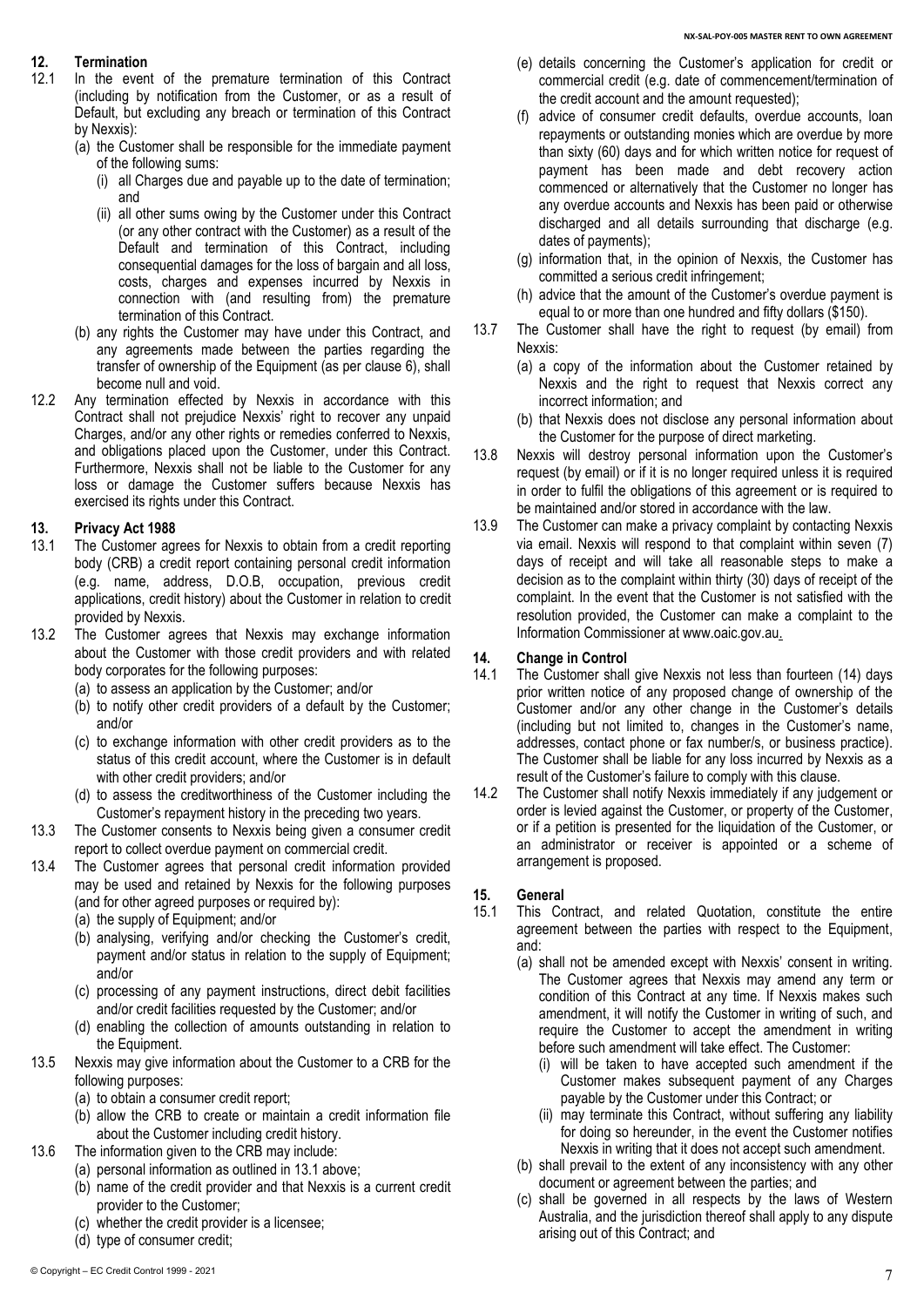## 12. Termination

12.1 In the event of the premature termination of this Contract (including by notification from the Customer, or as a result of Default, but excluding any breach or termination of this Contract by Nexxis):

(a) the Customer shall be responsible for the immediate payment of the following sums:

(i) all Charges due and payable up to the date of termination; and

(ii) all other sums owing by the Customer under this Contract (or any other contract with the Customer) as a result of the Default and termination of this Contract, including consequential damages for the loss of bargain and all loss, costs, charges and expenses incurred by Nexxis in connection with (and resulting from) the premature termination of this Contract.

(b) any rights the Customer may have under this Contract, and any agreements made between the parties regarding the transfer of ownership of the Equipment (as per clause 6), shall become null and void.

12.2 Any termination effected by Nexxis in accordance with this Contract shall not prejudice Nexxis' right to recover any unpaid Charges, and/or any other rights or remedies conferred to Nexxis, and obligations placed upon the Customer, under this Contract. Furthermore, Nexxis shall not be liable to the Customer for any loss or damage the Customer suffers because Nexxis has exercised its rights under this Contract.

## 13. Privacy Act 1988

13.1 The Customer agrees for Nexxis to obtain from a credit reporting body (CRB) a credit report containing personal credit information (e.g. name, address, D.O.B, occupation, previous credit applications, credit history) about the Customer in relation to credit provided by Nexxis.

13.2 The Customer agrees that Nexxis may exchange information about the Customer with those credit providers and with related body corporates for the following purposes:

(a) to assess an application by the Customer; and/or

(b) to notify other credit providers of a default by the Customer; and/or

(c) to exchange information with other credit providers as to the status of this credit account, where the Customer is in default with other credit providers; and/or

(d) to assess the creditworthiness of the Customer including the Customer's repayment history in the preceding two years.

13.3 The Customer consents to Nexxis being given a consumer credit report to collect overdue payment on commercial credit.

13.4 The Customer agrees that personal credit information provided may be used and retained by Nexxis for the following purposes (and for other agreed purposes or required by):

(a) the supply of Equipment; and/or

(b) analysing, verifying and/or checking the Customer's credit, payment and/or status in relation to the supply of Equipment; and/or

(c) processing of any payment instructions, direct debit facilities and/or credit facilities requested by the Customer; and/or

(d) enabling the collection of amounts outstanding in relation to the Equipment.

13.5 Nexxis may give information about the Customer to a CRB for the following purposes:

(a) to obtain a consumer credit report;

(b) allow the CRB to create or maintain a credit information file about the Customer including credit history.

13.6 The information given to the CRB may include:

(a) personal information as outlined in 13.1 above;

(b) name of the credit provider and that Nexxis is a current credit provider to the Customer;

(c) whether the credit provider is a licensee;

(d) type of consumer credit;

(e) details concerning the Customer's application for credit or commercial credit (e.g. date of commencement/termination of the credit account and the amount requested);

(f) advice of consumer credit defaults, overdue accounts, loan repayments or outstanding monies which are overdue by more than sixty (60) days and for which written notice for request of payment has been made and debt recovery action commenced or alternatively that the Customer no longer has any overdue accounts and Nexxis has been paid or otherwise discharged and all details surrounding that discharge (e.g. dates of payments);

(g) information that, in the opinion of Nexxis, the Customer has committed a serious credit infringement;

(h) advice that the amount of the Customer's overdue payment is equal to or more than one hundred and fifty dollars ($150).

13.7 The Customer shall have the right to request (by email) from Nexxis:

(a) a copy of the information about the Customer retained by Nexxis and the right to request that Nexxis correct any incorrect information; and

(b) that Nexxis does not disclose any personal information about the Customer for the purpose of direct marketing.

13.8 Nexxis will destroy personal information upon the Customer's request (by email) or if it is no longer required unless it is required in order to fulfil the obligations of this agreement or is required to be maintained and/or stored in accordance with the law.

13.9 The Customer can make a privacy complaint by contacting Nexxis via email. Nexxis will respond to that complaint within seven (7) days of receipt and will take all reasonable steps to make a decision as to the complaint within thirty (30) days of receipt of the complaint. In the event that the Customer is not satisfied with the resolution provided, the Customer can make a complaint to the Information Commissioner at www.oaic.gov.au.

## 14. Change in Control

14.1 The Customer shall give Nexxis not less than fourteen (14) days prior written notice of any proposed change of ownership of the Customer and/or any other change in the Customer's details (including but not limited to, changes in the Customer's name, addresses, contact phone or fax number/s, or business practice). The Customer shall be liable for any loss incurred by Nexxis as a result of the Customer's failure to comply with this clause.

14.2 The Customer shall notify Nexxis immediately if any judgement or order is levied against the Customer, or property of the Customer, or if a petition is presented for the liquidation of the Customer, or an administrator or receiver is appointed or a scheme of arrangement is proposed.

## 15. General

15.1 This Contract, and related Quotation, constitute the entire agreement between the parties with respect to the Equipment, and:

(a) shall not be amended except with Nexxis' consent in writing. The Customer agrees that Nexxis may amend any term or condition of this Contract at any time. If Nexxis makes such amendment, it will notify the Customer in writing of such, and require the Customer to accept the amendment in writing before such amendment will take effect. The Customer:

(i) will be taken to have accepted such amendment if the Customer makes subsequent payment of any Charges payable by the Customer under this Contract; or

(ii) may terminate this Contract, without suffering any liability for doing so hereunder, in the event the Customer notifies Nexxis in writing that it does not accept such amendment.

(b) shall prevail to the extent of any inconsistency with any other document or agreement between the parties; and

(c) shall be governed in all respects by the laws of Western Australia, and the jurisdiction thereof shall apply to any dispute arising out of this Contract; and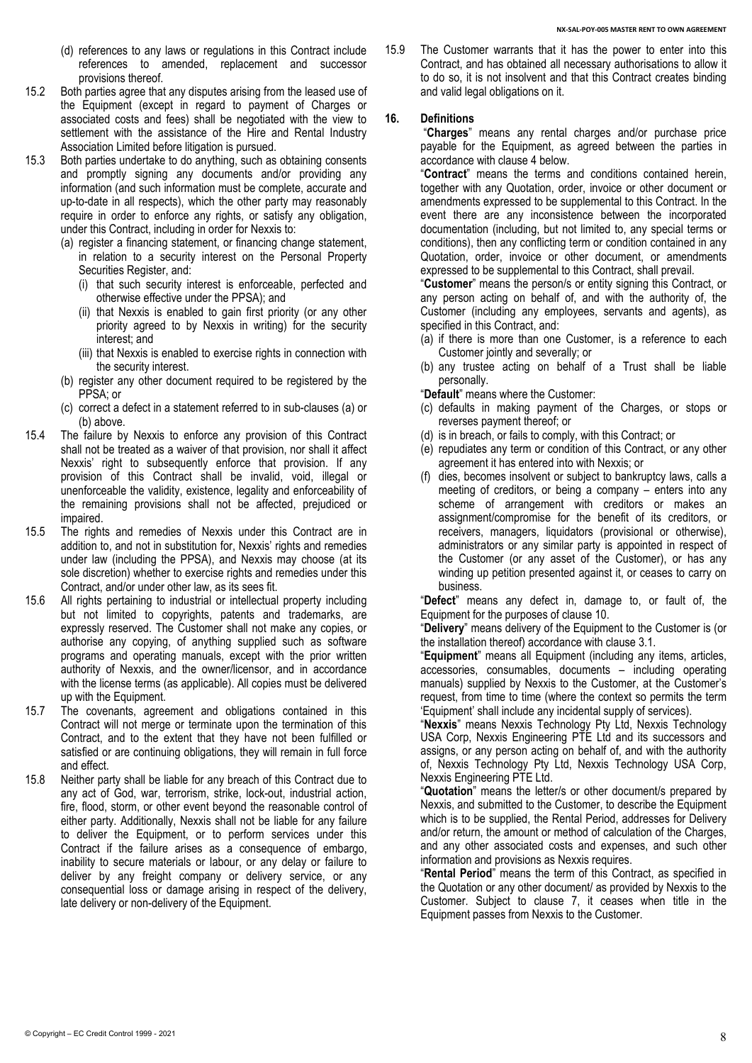(d) references to any laws or regulations in this Contract include references to amended, replacement and successor provisions thereof.

15.2 Both parties agree that any disputes arising from the leased use of the Equipment (except in regard to payment of Charges or associated costs and fees) shall be negotiated with the view to settlement with the assistance of the Hire and Rental Industry Association Limited before litigation is pursued.

15.3 Both parties undertake to do anything, such as obtaining consents and promptly signing any documents and/or providing any information (and such information must be complete, accurate and up-to-date in all respects), which the other party may reasonably require in order to enforce any rights, or satisfy any obligation, under this Contract, including in order for Nexxis to:

(a) register a financing statement, or financing change statement, in relation to a security interest on the Personal Property Securities Register, and:

(i) that such security interest is enforceable, perfected and otherwise effective under the PPSA); and

(ii) that Nexxis is enabled to gain first priority (or any other priority agreed to by Nexxis in writing) for the security interest; and

(iii) that Nexxis is enabled to exercise rights in connection with the security interest.

(b) register any other document required to be registered by the PPSA; or

(c) correct a defect in a statement referred to in sub-clauses (a) or (b) above.

15.4 The failure by Nexxis to enforce any provision of this Contract shall not be treated as a waiver of that provision, nor shall it affect Nexxis' right to subsequently enforce that provision. If any provision of this Contract shall be invalid, void, illegal or unenforceable the validity, existence, legality and enforceability of the remaining provisions shall not be affected, prejudiced or impaired.

15.5 The rights and remedies of Nexxis under this Contract are in addition to, and not in substitution for, Nexxis' rights and remedies under law (including the PPSA), and Nexxis may choose (at its sole discretion) whether to exercise rights and remedies under this Contract, and/or under other law, as its sees fit.

15.6 All rights pertaining to industrial or intellectual property including but not limited to copyrights, patents and trademarks, are expressly reserved. The Customer shall not make any copies, or authorise any copying, of anything supplied such as software programs and operating manuals, except with the prior written authority of Nexxis, and the owner/licensor, and in accordance with the license terms (as applicable). All copies must be delivered up with the Equipment.

15.7 The covenants, agreement and obligations contained in this Contract will not merge or terminate upon the termination of this Contract, and to the extent that they have not been fulfilled or satisfied or are continuing obligations, they will remain in full force and effect.

15.8 Neither party shall be liable for any breach of this Contract due to any act of God, war, terrorism, strike, lock-out, industrial action, fire, flood, storm, or other event beyond the reasonable control of either party. Additionally, Nexxis shall not be liable for any failure to deliver the Equipment, or to perform services under this Contract if the failure arises as a consequence of embargo, inability to secure materials or labour, or any delay or failure to deliver by any freight company or delivery service, or any consequential loss or damage arising in respect of the delivery, late delivery or non-delivery of the Equipment.

15.9 The Customer warrants that it has the power to enter into this Contract, and has obtained all necessary authorisations to allow it to do so, it is not insolvent and that this Contract creates binding and valid legal obligations on it.

## 16. Definitions

"**Charges**" means any rental charges and/or purchase price payable for the Equipment, as agreed between the parties in accordance with clause 4 below.

"**Contract**" means the terms and conditions contained herein, together with any Quotation, order, invoice or other document or amendments expressed to be supplemental to this Contract. In the event there are any inconsistence between the incorporated documentation (including, but not limited to, any special terms or conditions), then any conflicting term or condition contained in any Quotation, order, invoice or other document, or amendments expressed to be supplemental to this Contract, shall prevail.

"**Customer**" means the person/s or entity signing this Contract, or any person acting on behalf of, and with the authority of, the Customer (including any employees, servants and agents), as specified in this Contract, and:

(a) if there is more than one Customer, is a reference to each Customer jointly and severally; or

(b) any trustee acting on behalf of a Trust shall be liable personally.

"**Default**" means where the Customer:

(c) defaults in making payment of the Charges, or stops or reverses payment thereof; or

(d) is in breach, or fails to comply, with this Contract; or

(e) repudiates any term or condition of this Contract, or any other agreement it has entered into with Nexxis; or

(f) dies, becomes insolvent or subject to bankruptcy laws, calls a meeting of creditors, or being a company – enters into any scheme of arrangement with creditors or makes an assignment/compromise for the benefit of its creditors, or receivers, managers, liquidators (provisional or otherwise), administrators or any similar party is appointed in respect of the Customer (or any asset of the Customer), or has any winding up petition presented against it, or ceases to carry on business.

"**Defect**" means any defect in, damage to, or fault of, the Equipment for the purposes of clause 10.

"**Delivery**" means delivery of the Equipment to the Customer is (or the installation thereof) accordance with clause 3.1.

"**Equipment**" means all Equipment (including any items, articles, accessories, consumables, documents – including operating manuals) supplied by Nexxis to the Customer, at the Customer's request, from time to time (where the context so permits the term 'Equipment' shall include any incidental supply of services).

"**Nexxis**" means Nexxis Technology Pty Ltd, Nexxis Technology USA Corp, Nexxis Engineering PTE Ltd and its successors and assigns, or any person acting on behalf of, and with the authority of, Nexxis Technology Pty Ltd, Nexxis Technology USA Corp, Nexxis Engineering PTE Ltd.

"**Quotation**" means the letter/s or other document/s prepared by Nexxis, and submitted to the Customer, to describe the Equipment which is to be supplied, the Rental Period, addresses for Delivery and/or return, the amount or method of calculation of the Charges, and any other associated costs and expenses, and such other information and provisions as Nexxis requires.

"**Rental Period**" means the term of this Contract, as specified in the Quotation or any other document/ as provided by Nexxis to the Customer. Subject to clause 7, it ceases when title in the Equipment passes from Nexxis to the Customer.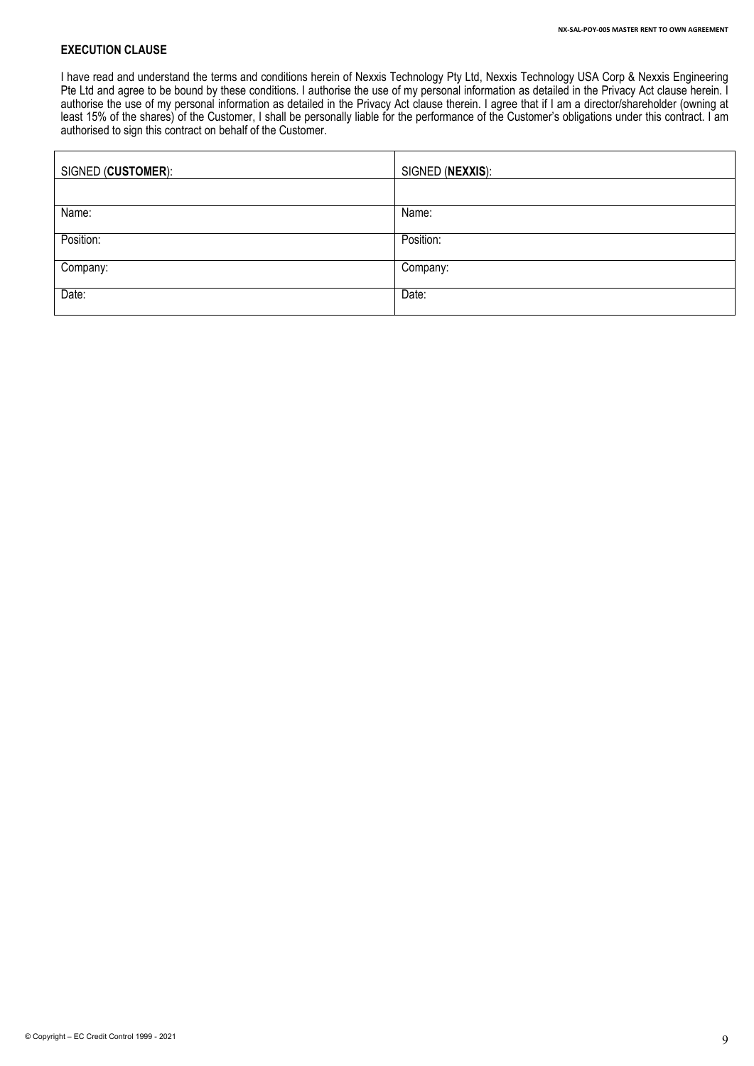## EXECUTION CLAUSE

I have read and understand the terms and conditions herein of Nexxis Technology Pty Ltd, Nexxis Technology USA Corp & Nexxis Engineering Pte Ltd and agree to be bound by these conditions. I authorise the use of my personal information as detailed in the Privacy Act clause herein. I authorise the use of my personal information as detailed in the Privacy Act clause therein. I agree that if I am a director/shareholder (owning at least 15% of the shares) of the Customer, I shall be personally liable for the performance of the Customer's obligations under this contract. I am authorised to sign this contract on behalf of the Customer.

| SIGNED (**CUSTOMER**): | SIGNED (**NEXXIS**): |
|---|---|
| | |
| Name: | Name: |
| Position: | Position: |
| Company: | Company: |
| Date: | Date: |